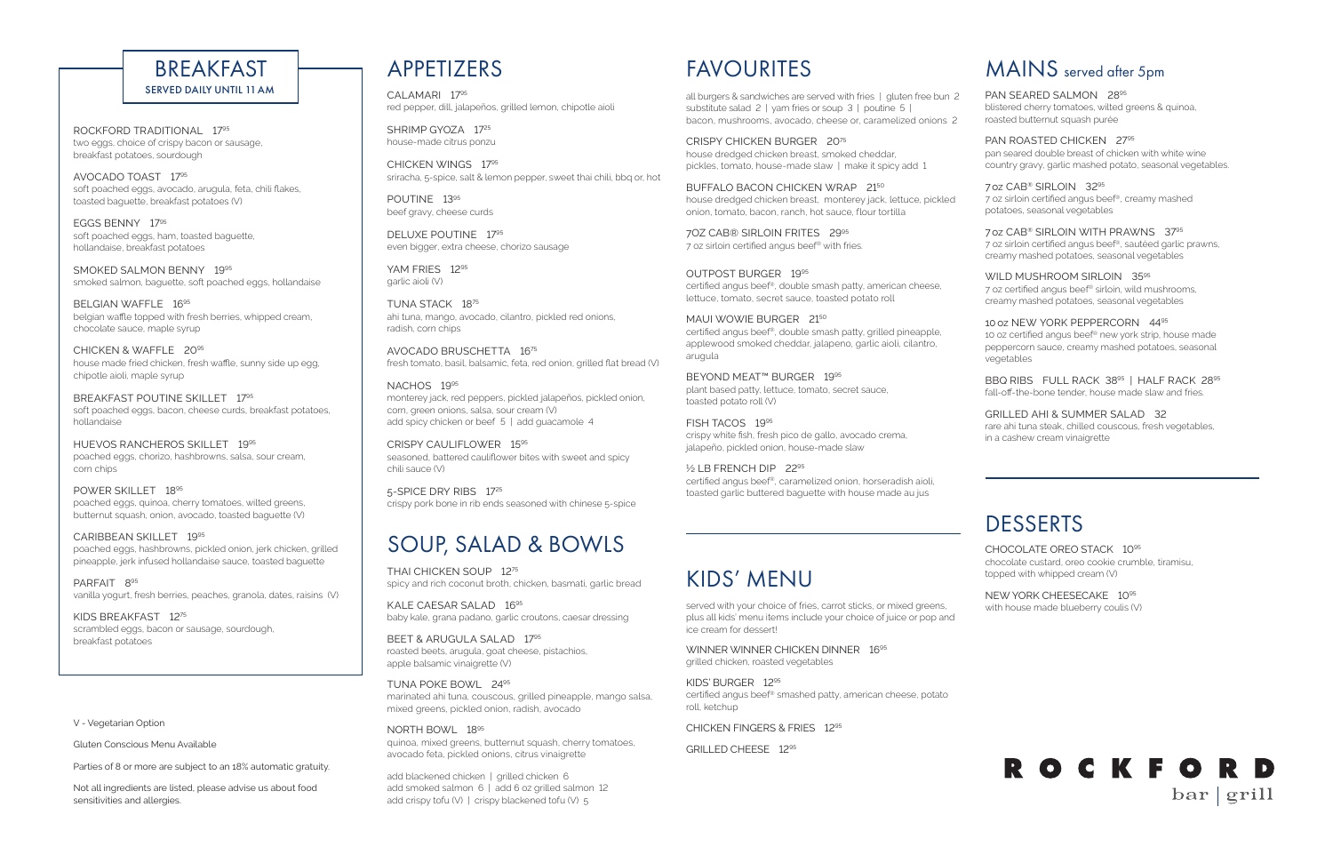# BREAKFAST

**SERVED DAILY UNTIL 11 AM**

ROCKFORD TRADITIONAL 17.95
two eggs, choice of crispy bacon or sausage, breakfast potatoes, sourdough

AVOCADO TOAST 17.95
soft poached eggs, avocado, arugula, feta, chili flakes, toasted baguette, breakfast potatoes (V)

EGGS BENNY 17.95
soft poached eggs, ham, toasted baguette, hollandaise, breakfast potatoes

SMOKED SALMON BENNY 19.95
smoked salmon, baguette, soft poached eggs, hollandaise

BELGIAN WAFFLE 16.95
belgian waffle topped with fresh berries, whipped cream, chocolate sauce, maple syrup

CHICKEN & WAFFLE 20.95
house made fried chicken, fresh waffle, sunny side up egg, chipotle aioli, maple syrup

BREAKFAST POUTINE SKILLET 17.95
soft poached eggs, bacon, cheese curds, breakfast potatoes, hollandaise

HUEVOS RANCHEROS SKILLET 19.95
poached eggs, chorizo, hashbrowns, salsa, sour cream, corn chips

POWER SKILLET 18.95
poached eggs, quinoa, cherry tomatoes, wilted greens, butternut squash, onion, avocado, toasted baguette (V)

CARIBBEAN SKILLET 19.95
poached eggs, hashbrowns, pickled onion, jerk chicken, grilled pineapple, jerk infused hollandaise sauce, toasted baguette

PARFAIT 8.95
vanilla yogurt, fresh berries, peaches, granola, dates, raisins (V)

KIDS BREAKFAST 12.75
scrambled eggs, bacon or sausage, sourdough, breakfast potatoes

V - Vegetarian Option

Gluten Conscious Menu Available

Parties of 8 or more are subject to an 18% automatic gratuity.

Not all ingredients are listed, please advise us about food sensitivities and allergies.

# APPETIZERS

CALAMARI 17.95
red pepper, dill, jalapeños, grilled lemon, chipotle aioli

SHRIMP GYOZA 17.25
house-made citrus ponzu

CHICKEN WINGS 17.95
sriracha, 5-spice, salt & lemon pepper, sweet thai chili, bbq or, hot

POUTINE 13.95
beef gravy, cheese curds

DELUXE POUTINE 17.95
even bigger, extra cheese, chorizo sausage

YAM FRIES 12.95
garlic aioli (V)

TUNA STACK 18.75
ahi tuna, mango, avocado, cilantro, pickled red onions, radish, corn chips

AVOCADO BRUSCHETTA 16.75
fresh tomato, basil, balsamic, feta, red onion, grilled flat bread (V)

NACHOS 19.95
monterey jack, red peppers, pickled jalapeños, pickled onion, corn, green onions, salsa, sour cream (V)
add spicy chicken or beef 5 | add guacamole 4

CRISPY CAULIFLOWER 15.95
seasoned, battered cauliflower bites with sweet and spicy chili sauce (V)

5-SPICE DRY RIBS 17.25
crispy pork bone in rib ends seasoned with chinese 5-spice

# SOUP, SALAD & BOWLS

THAI CHICKEN SOUP 12.75
spicy and rich coconut broth, chicken, basmati, garlic bread

KALE CAESAR SALAD 16.95
baby kale, grana padano, garlic croutons, caesar dressing

BEET & ARUGULA SALAD 17.95
roasted beets, arugula, goat cheese, pistachios, apple balsamic vinaigrette (V)

TUNA POKE BOWL 24.95
marinated ahi tuna, couscous, grilled pineapple, mango salsa, mixed greens, pickled onion, radish, avocado

NORTH BOWL 18.95
quinoa, mixed greens, butternut squash, cherry tomatoes, avocado feta, pickled onions, citrus vinaigrette

add blackened chicken | grilled chicken 6
add smoked salmon 6 | add 6 oz grilled salmon 12
add crispy tofu (V) | crispy blackened tofu (V) 5

# FAVOURITES

all burgers & sandwiches are served with fries | gluten free bun 2
substitute salad 2 | yam fries or soup 3 | poutine 5 |
bacon, mushrooms, avocado, cheese or, caramelized onions 2

CRISPY CHICKEN BURGER 20.75
house dredged chicken breast, smoked cheddar, pickles, tomato, house-made slaw | make it spicy add 1

BUFFALO BACON CHICKEN WRAP 21.50
house dredged chicken breast, monterey jack, lettuce, pickled onion, tomato, bacon, ranch, hot sauce, flour tortilla

7OZ CAB® SIRLOIN FRITES 29.95
7 oz sirloin certified angus beef® with fries.

OUTPOST BURGER 19.95
certified angus beef®, double smash patty, american cheese, lettuce, tomato, secret sauce, toasted potato roll

MAUI WOWIE BURGER 21.50
certified angus beef®, double smash patty, grilled pineapple, applewood smoked cheddar, jalapeno, garlic aioli, cilantro, arugula

BEYOND MEAT™ BURGER 19.95
plant based patty, lettuce, tomato, secret sauce, toasted potato roll (V)

FISH TACOS 19.95
crispy white fish, fresh pico de gallo, avocado crema, jalapeño, pickled onion, house-made slaw

½ LB FRENCH DIP 22.95
certified angus beef®, caramelized onion, horseradish aioli, toasted garlic buttered baguette with house made au jus

# KIDS' MENU

served with your choice of fries, carrot sticks, or mixed greens, plus all kids' menu items include your choice of juice or pop and ice cream for dessert!

WINNER WINNER CHICKEN DINNER 16.95
grilled chicken, roasted vegetables

KIDS' BURGER 12.95
certified angus beef® smashed patty, american cheese, potato roll, ketchup

CHICKEN FINGERS & FRIES 12.95

GRILLED CHEESE 12.95

# MAINS served after 5pm

PAN SEARED SALMON 28.95
blistered cherry tomatoes, wilted greens & quinoa, roasted butternut squash purée

PAN ROASTED CHICKEN 27.95
pan seared double breast of chicken with white wine country gravy, garlic mashed potato, seasonal vegetables.

7 oz CAB® SIRLOIN 32.95
7 oz sirloin certified angus beef®, creamy mashed potatoes, seasonal vegetables

7 oz CAB® SIRLOIN WITH PRAWNS 37.95
7 oz sirloin certified angus beef®, sautéed garlic prawns, creamy mashed potatoes, seasonal vegetables

WILD MUSHROOM SIRLOIN 35.95
7 oz certified angus beef® sirloin, wild mushrooms, creamy mashed potatoes, seasonal vegetables

10 oz NEW YORK PEPPERCORN 44.95
10 oz certified angus beef® new york strip, house made peppercorn sauce, creamy mashed potatoes, seasonal vegetables

BBQ RIBS FULL RACK 38.95 | HALF RACK 28.95
fall-off-the-bone tender, house made slaw and fries.

GRILLED AHI & SUMMER SALAD 32
rare ahi tuna steak, chilled couscous, fresh vegetables, in a cashew cream vinaigrette

# DESSERTS

CHOCOLATE OREO STACK 10.95
chocolate custard, oreo cookie crumble, tiramisu, topped with whipped cream (V)

NEW YORK CHEESECAKE 10.95
with house made blueberry coulis (V)

ROCKFORD
bar | grill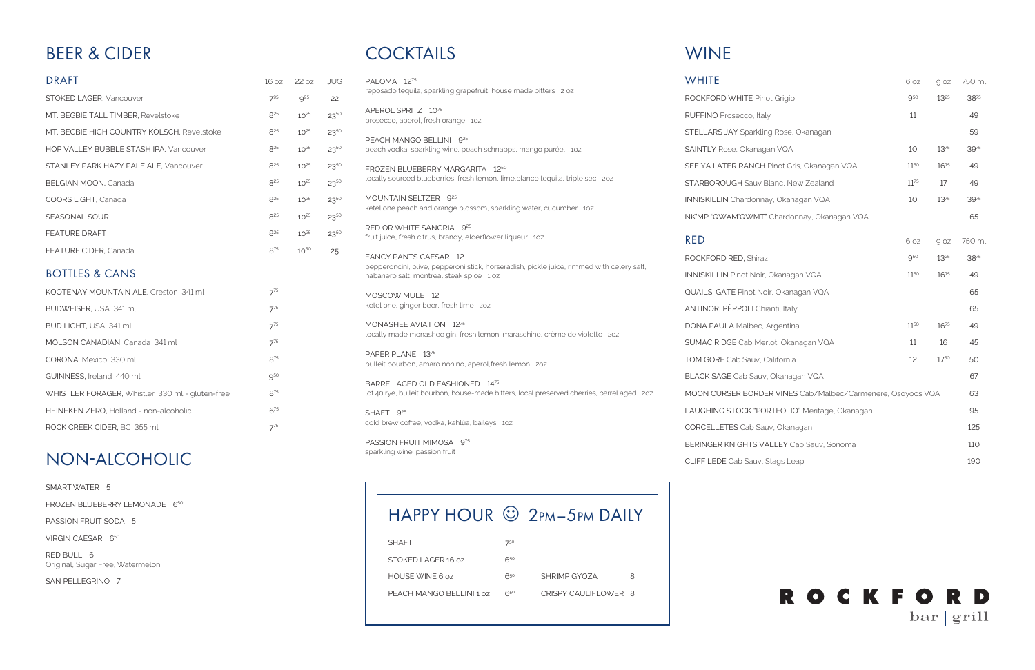// The menu prices print cents as superscripts (e.g. 7⁹⁵ = 7.95). Below they are shown with a decimal point.

# BEER & CIDER

## DRAFT

| DRAFT | 16 oz | 22 oz | JUG |
|---|---|---|---|
| STOKED LAGER, Vancouver | 7.95 | 9.95 | 22 |
| MT. BEGBIE TALL TIMBER, Revelstoke | 8.25 | 10.25 | 23.50 |
| MT. BEGBIE HIGH COUNTRY KÖLSCH, Revelstoke | 8.25 | 10.25 | 23.50 |
| HOP VALLEY BUBBLE STASH IPA, Vancouver | 8.25 | 10.25 | 23.50 |
| STANLEY PARK HAZY PALE ALE, Vancouver | 8.25 | 10.25 | 23.50 |
| BELGIAN MOON, Canada | 8.25 | 10.25 | 23.50 |
| COORS LIGHT, Canada | 8.25 | 10.25 | 23.50 |
| SEASONAL SOUR | 8.25 | 10.25 | 23.50 |
| FEATURE DRAFT | 8.25 | 10.25 | 23.50 |
| FEATURE CIDER, Canada | 8.75 | 10.50 | 25 |

## BOTTLES & CANS

| | |
|---|---|
| KOOTENAY MOUNTAIN ALE, Creston 341 ml | 7.75 |
| BUDWEISER, USA 341 ml | 7.75 |
| BUD LIGHT, USA 341 ml | 7.75 |
| MOLSON CANADIAN, Canada 341 ml | 7.75 |
| CORONA, Mexico 330 ml | 8.75 |
| GUINNESS, Ireland 440 ml | 9.50 |
| WHISTLER FORAGER, Whistler 330 ml - gluten-free | 8.75 |
| HEINEKEN ZERO, Holland - non-alcoholic | 6.75 |
| ROCK CREEK CIDER, BC 355 ml | 7.75 |

# NON-ALCOHOLIC

SMART WATER 5

FROZEN BLUEBERRY LEMONADE 6.50

PASSION FRUIT SODA 5

VIRGIN CAESAR 6.50

RED BULL 6
Original, Sugar Free, Watermelon

SAN PELLEGRINO 7

# COCKTAILS

PALOMA 12.75
reposado tequila, sparkling grapefruit, house made bitters 2 oz

APEROL SPRITZ 10.75
prosecco, aperol, fresh orange 1oz

PEACH MANGO BELLINI 9.25
peach vodka, sparkling wine, peach schnapps, mango purée, 1oz

FROZEN BLUEBERRY MARGARITA 12.50
locally sourced blueberries, fresh lemon, lime,blanco tequila, triple sec 2oz

MOUNTAIN SELTZER 9.25
ketel one peach and orange blossom, sparkling water, cucumber 1oz

RED OR WHITE SANGRIA 9.25
fruit juice, fresh citrus, brandy, elderflower liqueur 1oz

FANCY PANTS CAESAR 12
pepperoncini, olive, pepperoni stick, horseradish, pickle juice, rimmed with celery salt, habanero salt, montreal steak spice 1 oz

MOSCOW MULE 12
ketel one, ginger beer, fresh lime 2oz

MONASHEE AVIATION 12.75
locally made monashee gin, fresh lemon, maraschino, crème de violette 2oz

PAPER PLANE 13.75
bulleit bourbon, amaro nonino, aperol,fresh lemon 2oz

BARREL AGED OLD FASHIONED 14.75
lot 40 rye, bulleit bourbon, house-made bitters, local preserved cherries, barrel aged 2oz

SHAFT 9.25
cold brew coffee, vodka, kahlúa, baileys 1oz

PASSION FRUIT MIMOSA 9.75
sparkling wine, passion fruit

## HAPPY HOUR ☺ 2PM–5PM DAILY

| | | | |
|---|---|---|---|
| SHAFT | 7.50 | | |
| STOKED LAGER 16 oz | 6.50 | | |
| HOUSE WINE 6 oz | 6.50 | SHRIMP GYOZA | 8 |
| PEACH MANGO BELLINI 1 oz | 6.50 | CRISPY CAULIFLOWER | 8 |

# WINE

## WHITE

| WHITE | 6 oz | 9 oz | 750 ml |
|---|---|---|---|
| ROCKFORD WHITE Pinot Grigio | 9.50 | 13.25 | 38.75 |
| RUFFINO Prosecco, Italy | 11 | | 49 |
| STELLARS JAY Sparkling Rose, Okanagan | | | 59 |
| SAINTLY Rose, Okanagan VQA | 10 | 13.75 | 39.75 |
| SEE YA LATER RANCH Pinot Gris, Okanagan VQA | 11.50 | 16.75 | 49 |
| STARBOROUGH Sauv Blanc, New Zealand | 11.75 | 17 | 49 |
| INNISKILLIN Chardonnay, Okanagan VQA | 10 | 13.75 | 39.75 |
| NK'MP "QWAM'QWMT" Chardonnay, Okanagan VQA | | | 65 |

## RED

| RED | 6 oz | 9 oz | 750 ml |
|---|---|---|---|
| ROCKFORD RED, Shiraz | 9.50 | 13.25 | 38.75 |
| INNISKILLIN Pinot Noir, Okanagan VQA | 11.50 | 16.75 | 49 |
| QUAILS' GATE Pinot Noir, Okanagan VQA | | | 65 |
| ANTINORI PÉPPOLI Chianti, Italy | | | 65 |
| DOÑA PAULA Malbec, Argentina | 11.50 | 16.75 | 49 |
| SUMAC RIDGE Cab Merlot, Okanagan VQA | 11 | 16 | 45 |
| TOM GORE Cab Sauv, California | 12 | 17.50 | 50 |
| BLACK SAGE Cab Sauv, Okanagan VQA | | | 67 |
| MOON CURSER BORDER VINES Cab/Malbec/Carmenere, Osoyoos VQA | | | 63 |
| LAUGHING STOCK "PORTFOLIO" Meritage, Okanagan | | | 95 |
| CORCELLETES Cab Sauv, Okanagan | | | 125 |
| BERINGER KNIGHTS VALLEY Cab Sauv, Sonoma | | | 110 |
| CLIFF LEDE Cab Sauv, Stags Leap | | | 190 |

ROCKFORD bar | grill